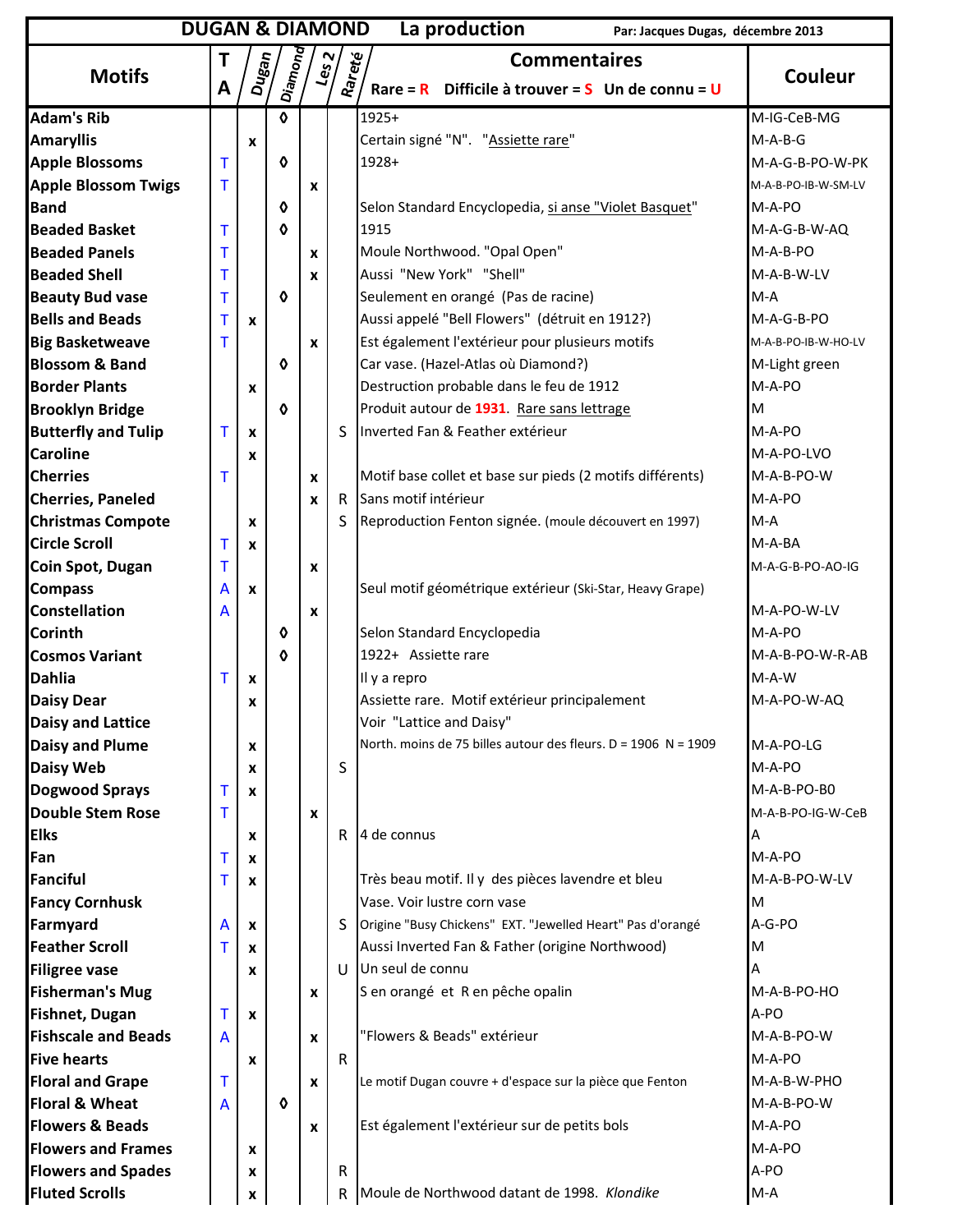# DUGAN & DIAMOND La production

Par: Jacques Dugas, décembre 2013

| Motifs | T A | Dugan | Diamond | Les 2 | Rareté | Commentaires<br>Rare = R Difficile à trouver = S Un de connu = U | Couleur |
|---|---|---|---|---|---|---|---|
| Adam's Rib | | | ◊ | | | 1925+ | M-IG-CeB-MG |
| Amaryllis | | x | | | | Certain signé "N". "Assiette rare" | M-A-B-G |
| Apple Blossoms | T | | ◊ | | | 1928+ | M-A-G-B-PO-W-PK |
| Apple Blossom Twigs | T | | | x | | | M-A-B-PO-IB-W-SM-LV |
| Band | | | ◊ | | | Selon Standard Encyclopedia, si anse "Violet Basquet" | M-A-PO |
| Beaded Basket | T | | ◊ | | | 1915 | M-A-G-B-W-AQ |
| Beaded Panels | T | | | x | | Moule Northwood. "Opal Open" | M-A-B-PO |
| Beaded Shell | T | | | x | | Aussi "New York" "Shell" | M-A-B-W-LV |
| Beauty Bud vase | T | | ◊ | | | Seulement en orangé (Pas de racine) | M-A |
| Bells and Beads | T | x | | | | Aussi appelé "Bell Flowers" (détruit en 1912?) | M-A-G-B-PO |
| Big Basketweave | T | | | x | | Est également l'extérieur pour plusieurs motifs | M-A-B-PO-IB-W-HO-LV |
| Blossom & Band | | | ◊ | | | Car vase. (Hazel-Atlas où Diamond?) | M-Light green |
| Border Plants | | x | | | | Destruction probable dans le feu de 1912 | M-A-PO |
| Brooklyn Bridge | | | ◊ | | | Produit autour de **1931**. Rare sans lettrage | M |
| Butterfly and Tulip | T | x | | | S | Inverted Fan & Feather extérieur | M-A-PO |
| Caroline | | x | | | | | M-A-PO-LVO |
| Cherries | T | | | x | | Motif base collet et base sur pieds (2 motifs différents) | M-A-B-PO-W |
| Cherries, Paneled | | | | x | R | Sans motif intérieur | M-A-PO |
| Christmas Compote | | x | | | S | Reproduction Fenton signée. (moule découvert en 1997) | M-A |
| Circle Scroll | T | x | | | | | M-A-BA |
| Coin Spot, Dugan | T | | | x | | | M-A-G-B-PO-AO-IG |
| Compass | A | x | | | | Seul motif géométrique extérieur (Ski-Star, Heavy Grape) | |
| Constellation | A | | | x | | | M-A-PO-W-LV |
| Corinth | | | ◊ | | | Selon Standard Encyclopedia | M-A-PO |
| Cosmos Variant | | | ◊ | | | 1922+ Assiette rare | M-A-B-PO-W-R-AB |
| Dahlia | T | x | | | | Il y a repro | M-A-W |
| Daisy Dear | | x | | | | Assiette rare. Motif extérieur principalement | M-A-PO-W-AQ |
| Daisy and Lattice | | | | | | Voir "Lattice and Daisy" | |
| Daisy and Plume | | x | | | | North. moins de 75 billes autour des fleurs. D = 1906 N = 1909 | M-A-PO-LG |
| Daisy Web | | x | | | S | | M-A-PO |
| Dogwood Sprays | T | x | | | | | M-A-B-PO-B0 |
| Double Stem Rose | T | | | x | | | M-A-B-PO-IG-W-CeB |
| Elks | | x | | | R | 4 de connus | A |
| Fan | T | x | | | | | M-A-PO |
| Fanciful | T | x | | | | Très beau motif. Il y des pièces lavendre et bleu | M-A-B-PO-W-LV |
| Fancy Cornhusk | | | | | | Vase. Voir lustre corn vase | M |
| Farmyard | A | x | | | S | Origine "Busy Chickens" EXT. "Jewelled Heart" Pas d'orangé | A-G-PO |
| Feather Scroll | T | x | | | | Aussi Inverted Fan & Father (origine Northwood) | M |
| Filigree vase | | x | | | U | Un seul de connu | A |
| Fisherman's Mug | | | | x | | S en orangé et R en pêche opalin | M-A-B-PO-HO |
| Fishnet, Dugan | T | x | | | | | A-PO |
| Fishscale and Beads | A | | | x | | "Flowers & Beads" extérieur | M-A-B-PO-W |
| Five hearts | | x | | | R | | M-A-PO |
| Floral and Grape | T | | | x | | Le motif Dugan couvre + d'espace sur la pièce que Fenton | M-A-B-W-PHO |
| Floral & Wheat | A | | ◊ | | | | M-A-B-PO-W |
| Flowers & Beads | | | | x | | Est également l'extérieur sur de petits bols | M-A-PO |
| Flowers and Frames | | x | | | | | M-A-PO |
| Flowers and Spades | | x | | | R | | A-PO |
| Fluted Scrolls | | x | | | R | Moule de Northwood datant de 1998. *Klondike* | M-A |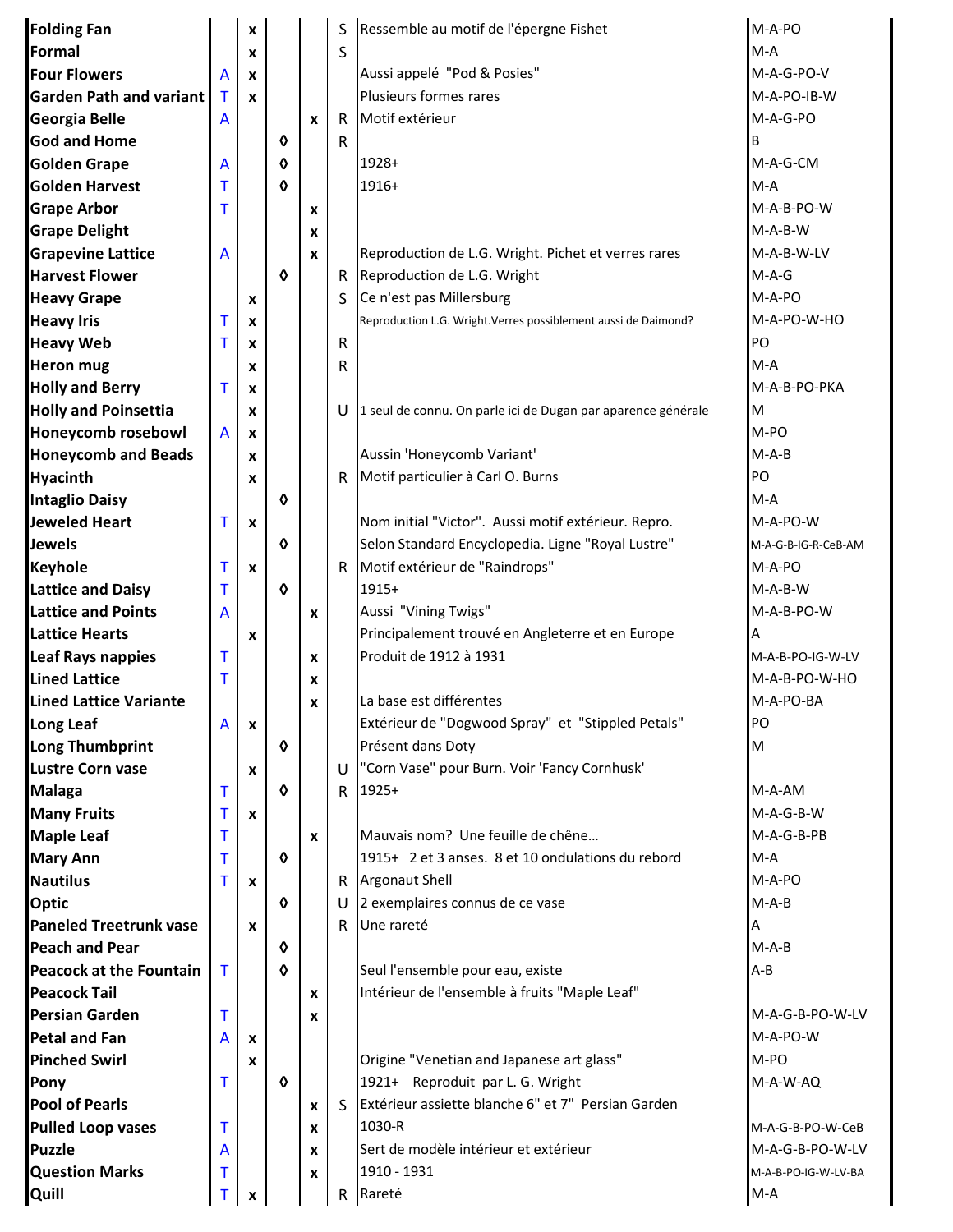| | | | | | | | |
|---|---|---|---|---|---|---|---|
| **Folding Fan** | | x | | | S | Ressemble au motif de l'épergne Fishet | M-A-PO |
| **Formal** | | x | | | S | | M-A |
| **Four Flowers** | A | x | | | | Aussi appelé "Pod & Posies" | M-A-G-PO-V |
| **Garden Path and variant** | T | x | | | | Plusieurs formes rares | M-A-PO-IB-W |
| **Georgia Belle** | A | | | x | R | Motif extérieur | M-A-G-PO |
| **God and Home** | | | ◊ | | R | | B |
| **Golden Grape** | A | | ◊ | | | 1928+ | M-A-G-CM |
| **Golden Harvest** | T | | ◊ | | | 1916+ | M-A |
| **Grape Arbor** | T | | | x | | | M-A-B-PO-W |
| **Grape Delight** | | | | x | | | M-A-B-W |
| **Grapevine Lattice** | A | | | x | | Reproduction de L.G. Wright. Pichet et verres rares | M-A-B-W-LV |
| **Harvest Flower** | | | ◊ | | R | Reproduction de L.G. Wright | M-A-G |
| **Heavy Grape** | | x | | | S | Ce n'est pas Millersburg | M-A-PO |
| **Heavy Iris** | T | x | | | | Reproduction L.G. Wright.Verres possiblement aussi de Daimond? | M-A-PO-W-HO |
| **Heavy Web** | T | x | | | R | | PO |
| **Heron mug** | | x | | | R | | M-A |
| **Holly and Berry** | T | x | | | | | M-A-B-PO-PKA |
| **Holly and Poinsettia** | | x | | | U | 1 seul de connu. On parle ici de Dugan par aparence générale | M |
| **Honeycomb rosebowl** | A | x | | | | | M-PO |
| **Honeycomb and Beads** | | x | | | | Aussin 'Honeycomb Variant' | M-A-B |
| **Hyacinth** | | x | | | R | Motif particulier à Carl O. Burns | PO |
| **Intaglio Daisy** | | | ◊ | | | | M-A |
| **Jeweled Heart** | T | x | | | | Nom initial "Victor". Aussi motif extérieur. Repro. | M-A-PO-W |
| **Jewels** | | | ◊ | | | Selon Standard Encyclopedia. Ligne "Royal Lustre" | M-A-G-B-IG-R-CeB-AM |
| **Keyhole** | T | x | | | R | Motif extérieur de "Raindrops" | M-A-PO |
| **Lattice and Daisy** | T | | ◊ | | | 1915+ | M-A-B-W |
| **Lattice and Points** | A | | | x | | Aussi "Vining Twigs" | M-A-B-PO-W |
| **Lattice Hearts** | | x | | | | Principalement trouvé en Angleterre et en Europe | A |
| **Leaf Rays nappies** | T | | | x | | Produit de 1912 à 1931 | M-A-B-PO-IG-W-LV |
| **Lined Lattice** | T | | | x | | | M-A-B-PO-W-HO |
| **Lined Lattice Variante** | | | | x | | La base est différentes | M-A-PO-BA |
| **Long Leaf** | A | x | | | | Extérieur de "Dogwood Spray" et "Stippled Petals" | PO |
| **Long Thumbprint** | | | ◊ | | | Présent dans Doty | M |
| **Lustre Corn vase** | | x | | | U | "Corn Vase" pour Burn. Voir 'Fancy Cornhusk' | |
| **Malaga** | T | | ◊ | | R | 1925+ | M-A-AM |
| **Many Fruits** | T | x | | | | | M-A-G-B-W |
| **Maple Leaf** | T | | | x | | Mauvais nom? Une feuille de chêne… | M-A-G-B-PB |
| **Mary Ann** | T | | ◊ | | | 1915+ 2 et 3 anses. 8 et 10 ondulations du rebord | M-A |
| **Nautilus** | T | x | | | R | Argonaut Shell | M-A-PO |
| **Optic** | | | ◊ | | U | 2 exemplaires connus de ce vase | M-A-B |
| **Paneled Treetrunk vase** | | x | | | R | Une rareté | A |
| **Peach and Pear** | | | ◊ | | | | M-A-B |
| **Peacock at the Fountain** | T | | ◊ | | | Seul l'ensemble pour eau, existe | A-B |
| **Peacock Tail** | | | | x | | Intérieur de l'ensemble à fruits "Maple Leaf" | |
| **Persian Garden** | T | | | x | | | M-A-G-B-PO-W-LV |
| **Petal and Fan** | A | x | | | | | M-A-PO-W |
| **Pinched Swirl** | | x | | | | Origine "Venetian and Japanese art glass" | M-PO |
| **Pony** | T | | ◊ | | | 1921+ Reproduit par L. G. Wright | M-A-W-AQ |
| **Pool of Pearls** | | | | x | S | Extérieur assiette blanche 6" et 7" Persian Garden | |
| **Pulled Loop vases** | T | | | x | | 1030-R | M-A-G-B-PO-W-CeB |
| **Puzzle** | A | | | x | | Sert de modèle intérieur et extérieur | M-A-G-B-PO-W-LV |
| **Question Marks** | T | | | x | | 1910 - 1931 | M-A-B-PO-IG-W-LV-BA |
| **Quill** | T | x | | | R | Rareté | M-A |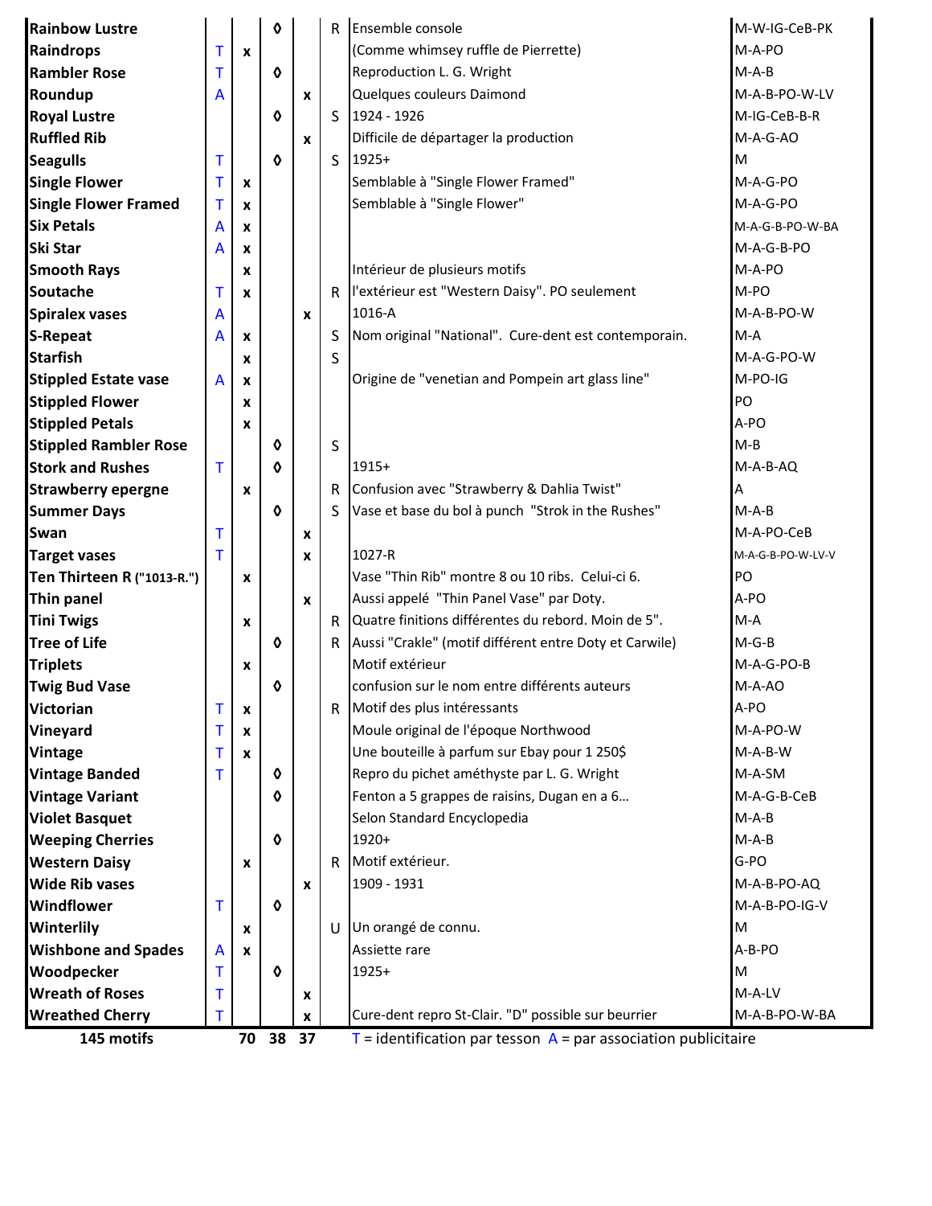| | | | | | | | |
|---|---|---|---|---|---|---|---|
| **Rainbow Lustre** | | | ◊ | | R | Ensemble console | M-W-IG-CeB-PK |
| **Raindrops** | T | x | | | | (Comme whimsey ruffle de Pierrette) | M-A-PO |
| **Rambler Rose** | T | | ◊ | | | Reproduction L. G. Wright | M-A-B |
| **Roundup** | A | | | x | | Quelques couleurs Daimond | M-A-B-PO-W-LV |
| **Royal Lustre** | | | ◊ | | S | 1924 - 1926 | M-IG-CeB-B-R |
| **Ruffled Rib** | | | | x | | Difficile de départager la production | M-A-G-AO |
| **Seagulls** | T | | ◊ | | S | 1925+ | M |
| **Single Flower** | T | x | | | | Semblable à "Single Flower Framed" | M-A-G-PO |
| **Single Flower Framed** | T | x | | | | Semblable à "Single Flower" | M-A-G-PO |
| **Six Petals** | A | x | | | | | M-A-G-B-PO-W-BA |
| **Ski Star** | A | x | | | | | M-A-G-B-PO |
| **Smooth Rays** | | x | | | | Intérieur de plusieurs motifs | M-A-PO |
| **Soutache** | T | x | | | R | l'extérieur est "Western Daisy". PO seulement | M-PO |
| **Spiralex vases** | A | | | x | | 1016-A | M-A-B-PO-W |
| **S-Repeat** | A | x | | | S | Nom original "National". Cure-dent est contemporain. | M-A |
| **Starfish** | | x | | | S | | M-A-G-PO-W |
| **Stippled Estate vase** | A | x | | | | Origine de "venetian and Pompein art glass line" | M-PO-IG |
| **Stippled Flower** | | x | | | | | PO |
| **Stippled Petals** | | x | | | | | A-PO |
| **Stippled Rambler Rose** | | | ◊ | | S | | M-B |
| **Stork and Rushes** | T | | ◊ | | | 1915+ | M-A-B-AQ |
| **Strawberry epergne** | | x | | | R | Confusion avec "Strawberry & Dahlia Twist" | A |
| **Summer Days** | | | ◊ | | S | Vase et base du bol à punch "Strok in the Rushes" | M-A-B |
| **Swan** | T | | | x | | | M-A-PO-CeB |
| **Target vases** | T | | | x | | 1027-R | M-A-G-B-PO-W-LV-V |
| **Ten Thirteen R ("1013-R.")** | | x | | | | Vase "Thin Rib" montre 8 ou 10 ribs. Celui-ci 6. | PO |
| **Thin panel** | | | | x | | Aussi appelé "Thin Panel Vase" par Doty. | A-PO |
| **Tini Twigs** | | x | | | R | Quatre finitions différentes du rebord. Moin de 5". | M-A |
| **Tree of Life** | | | ◊ | | R | Aussi "Crakle" (motif différent entre Doty et Carwile) | M-G-B |
| **Triplets** | | x | | | | Motif extérieur | M-A-G-PO-B |
| **Twig Bud Vase** | | | ◊ | | | confusion sur le nom entre différents auteurs | M-A-AO |
| **Victorian** | T | x | | | R | Motif des plus intéressants | A-PO |
| **Vineyard** | T | x | | | | Moule original de l'époque Northwood | M-A-PO-W |
| **Vintage** | T | x | | | | Une bouteille à parfum sur Ebay pour 1 250$ | M-A-B-W |
| **Vintage Banded** | T | | ◊ | | | Repro du pichet améthyste par L. G. Wright | M-A-SM |
| **Vintage Variant** | | | ◊ | | | Fenton a 5 grappes de raisins, Dugan en a 6… | M-A-G-B-CeB |
| **Violet Basquet** | | | | | | Selon Standard Encyclopedia | M-A-B |
| **Weeping Cherries** | | | ◊ | | | 1920+ | M-A-B |
| **Western Daisy** | | x | | | R | Motif extérieur. | G-PO |
| **Wide Rib vases** | | | | x | | 1909 - 1931 | M-A-B-PO-AQ |
| **Windflower** | T | | ◊ | | | | M-A-B-PO-IG-V |
| **Winterlily** | | x | | | U | Un orangé de connu. | M |
| **Wishbone and Spades** | A | x | | | | Assiette rare | A-B-PO |
| **Woodpecker** | T | | ◊ | | | 1925+ | M |
| **Wreath of Roses** | T | | | x | | | M-A-LV |
| **Wreathed Cherry** | T | | | x | | Cure-dent repro St-Clair. "D" possible sur beurrier | M-A-B-PO-W-BA |
| **145 motifs** | | **70** | **38** | **37** | | T = identification par tesson A = par association publicitaire | |